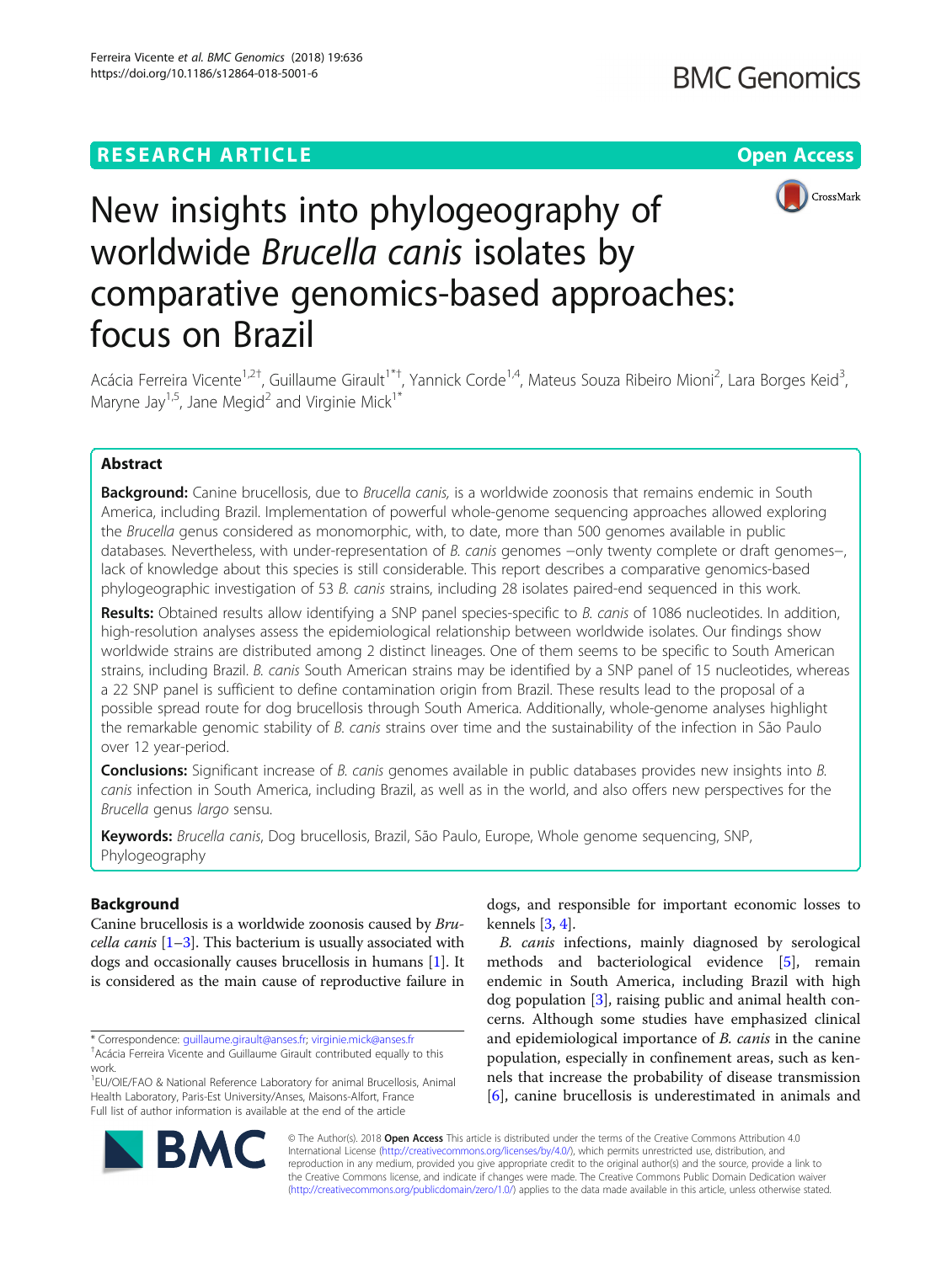RESEARCH ARTICLE

Open Access

# New insights into phylogeography of worldwide *Brucella canis* isolates by comparative genomics-based approaches: focus on Brazil

Acácia Ferreira Vicente[1,2†], Guillaume Girault[1*†], Yannick Corde[1,4], Mateus Souza Ribeiro Mioni[2], Lara Borges Keid[3], Maryne Jay[1,5], Jane Megid[2] and Virginie Mick[1*]

## Abstract

**Background:** Canine brucellosis, due to *Brucella canis,* is a worldwide zoonosis that remains endemic in South America, including Brazil. Implementation of powerful whole-genome sequencing approaches allowed exploring the *Brucella* genus considered as monomorphic, with, to date, more than 500 genomes available in public databases. Nevertheless, with under-representation of *B. canis* genomes –only twenty complete or draft genomes–, lack of knowledge about this species is still considerable. This report describes a comparative genomics-based phylogeographic investigation of 53 *B. canis* strains, including 28 isolates paired-end sequenced in this work.

**Results:** Obtained results allow identifying a SNP panel species-specific to *B. canis* of 1086 nucleotides. In addition, high-resolution analyses assess the epidemiological relationship between worldwide isolates. Our findings show worldwide strains are distributed among 2 distinct lineages. One of them seems to be specific to South American strains, including Brazil. *B. canis* South American strains may be identified by a SNP panel of 15 nucleotides, whereas a 22 SNP panel is sufficient to define contamination origin from Brazil. These results lead to the proposal of a possible spread route for dog brucellosis through South America. Additionally, whole-genome analyses highlight the remarkable genomic stability of *B. canis* strains over time and the sustainability of the infection in São Paulo over 12 year-period.

**Conclusions:** Significant increase of *B. canis* genomes available in public databases provides new insights into *B. canis* infection in South America, including Brazil, as well as in the world, and also offers new perspectives for the *Brucella* genus *largo* sensu.

**Keywords:** *Brucella canis*, Dog brucellosis, Brazil, São Paulo, Europe, Whole genome sequencing, SNP, Phylogeography

## Background

Canine brucellosis is a worldwide zoonosis caused by *Brucella canis* [1–3]. This bacterium is usually associated with dogs and occasionally causes brucellosis in humans [1]. It is considered as the main cause of reproductive failure in dogs, and responsible for important economic losses to kennels [3, 4].

*B. canis* infections, mainly diagnosed by serological methods and bacteriological evidence [5], remain endemic in South America, including Brazil with high dog population [3], raising public and animal health concerns. Although some studies have emphasized clinical and epidemiological importance of *B. canis* in the canine population, especially in confinement areas, such as kennels that increase the probability of disease transmission [6], canine brucellosis is underestimated in animals and

* Correspondence: guillaume.girault@anses.fr; virginie.mick@anses.fr
†Acácia Ferreira Vicente and Guillaume Girault contributed equally to this work.
[1]EU/OIE/FAO & National Reference Laboratory for animal Brucellosis, Animal Health Laboratory, Paris-Est University/Anses, Maisons-Alfort, France
Full list of author information is available at the end of the article

© The Author(s). 2018 **Open Access** This article is distributed under the terms of the Creative Commons Attribution 4.0 International License (http://creativecommons.org/licenses/by/4.0/), which permits unrestricted use, distribution, and reproduction in any medium, provided you give appropriate credit to the original author(s) and the source, provide a link to the Creative Commons license, and indicate if changes were made. The Creative Commons Public Domain Dedication waiver (http://creativecommons.org/publicdomain/zero/1.0/) applies to the data made available in this article, unless otherwise stated.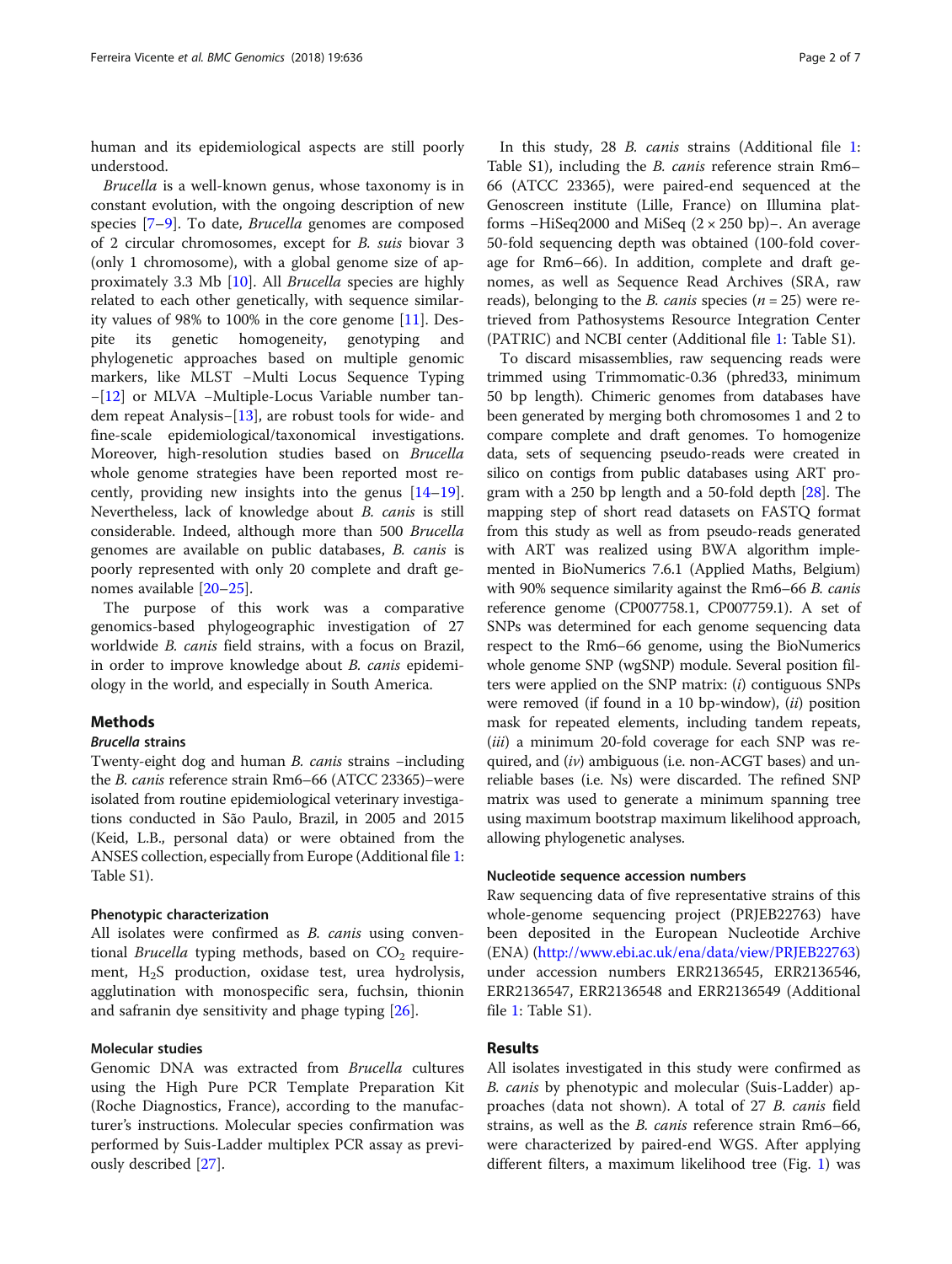human and its epidemiological aspects are still poorly understood.

*Brucella* is a well-known genus, whose taxonomy is in constant evolution, with the ongoing description of new species [7–9]. To date, *Brucella* genomes are composed of 2 circular chromosomes, except for *B. suis* biovar 3 (only 1 chromosome), with a global genome size of approximately 3.3 Mb [10]. All *Brucella* species are highly related to each other genetically, with sequence similarity values of 98% to 100% in the core genome [11]. Despite its genetic homogeneity, genotyping and phylogenetic approaches based on multiple genomic markers, like MLST –Multi Locus Sequence Typing –[12] or MLVA –Multiple-Locus Variable number tandem repeat Analysis–[13], are robust tools for wide- and fine-scale epidemiological/taxonomical investigations. Moreover, high-resolution studies based on *Brucella* whole genome strategies have been reported most recently, providing new insights into the genus [14–19]. Nevertheless, lack of knowledge about *B. canis* is still considerable. Indeed, although more than 500 *Brucella* genomes are available on public databases, *B. canis* is poorly represented with only 20 complete and draft genomes available [20–25].

The purpose of this work was a comparative genomics-based phylogeographic investigation of 27 worldwide *B. canis* field strains, with a focus on Brazil, in order to improve knowledge about *B. canis* epidemiology in the world, and especially in South America.

## Methods

### *Brucella* strains

Twenty-eight dog and human *B. canis* strains –including the *B. canis* reference strain Rm6–66 (ATCC 23365)–were isolated from routine epidemiological veterinary investigations conducted in São Paulo, Brazil, in 2005 and 2015 (Keid, L.B., personal data) or were obtained from the ANSES collection, especially from Europe (Additional file 1: Table S1).

### Phenotypic characterization

All isolates were confirmed as *B. canis* using conventional *Brucella* typing methods, based on $CO_2$ requirement, $H_2S$ production, oxidase test, urea hydrolysis, agglutination with monospecific sera, fuchsin, thionin and safranin dye sensitivity and phage typing [26].

### Molecular studies

Genomic DNA was extracted from *Brucella* cultures using the High Pure PCR Template Preparation Kit (Roche Diagnostics, France), according to the manufacturer's instructions. Molecular species confirmation was performed by Suis-Ladder multiplex PCR assay as previously described [27].

In this study, 28 *B. canis* strains (Additional file 1: Table S1), including the *B. canis* reference strain Rm6–66 (ATCC 23365), were paired-end sequenced at the Genoscreen institute (Lille, France) on Illumina platforms –HiSeq2000 and MiSeq (2 × 250 bp)–. An average 50-fold sequencing depth was obtained (100-fold coverage for Rm6–66). In addition, complete and draft genomes, as well as Sequence Read Archives (SRA, raw reads), belonging to the *B. canis* species ($n = 25$) were retrieved from Pathosystems Resource Integration Center (PATRIC) and NCBI center (Additional file 1: Table S1).

To discard misassemblies, raw sequencing reads were trimmed using Trimmomatic-0.36 (phred33, minimum 50 bp length). Chimeric genomes from databases have been generated by merging both chromosomes 1 and 2 to compare complete and draft genomes. To homogenize data, sets of sequencing pseudo-reads were created in silico on contigs from public databases using ART program with a 250 bp length and a 50-fold depth [28]. The mapping step of short read datasets on FASTQ format from this study as well as from pseudo-reads generated with ART was realized using BWA algorithm implemented in BioNumerics 7.6.1 (Applied Maths, Belgium) with 90% sequence similarity against the Rm6–66 *B. canis* reference genome (CP007758.1, CP007759.1). A set of SNPs was determined for each genome sequencing data respect to the Rm6–66 genome, using the BioNumerics whole genome SNP (wgSNP) module. Several position filters were applied on the SNP matrix: (*i*) contiguous SNPs were removed (if found in a 10 bp-window), (*ii*) position mask for repeated elements, including tandem repeats, (*iii*) a minimum 20-fold coverage for each SNP was required, and (*iv*) ambiguous (i.e. non-ACGT bases) and unreliable bases (i.e. Ns) were discarded. The refined SNP matrix was used to generate a minimum spanning tree using maximum bootstrap maximum likelihood approach, allowing phylogenetic analyses.

### Nucleotide sequence accession numbers

Raw sequencing data of five representative strains of this whole-genome sequencing project (PRJEB22763) have been deposited in the European Nucleotide Archive (ENA) (http://www.ebi.ac.uk/ena/data/view/PRJEB22763) under accession numbers ERR2136545, ERR2136546, ERR2136547, ERR2136548 and ERR2136549 (Additional file 1: Table S1).

## Results

All isolates investigated in this study were confirmed as *B. canis* by phenotypic and molecular (Suis-Ladder) approaches (data not shown). A total of 27 *B. canis* field strains, as well as the *B. canis* reference strain Rm6–66, were characterized by paired-end WGS. After applying different filters, a maximum likelihood tree (Fig. 1) was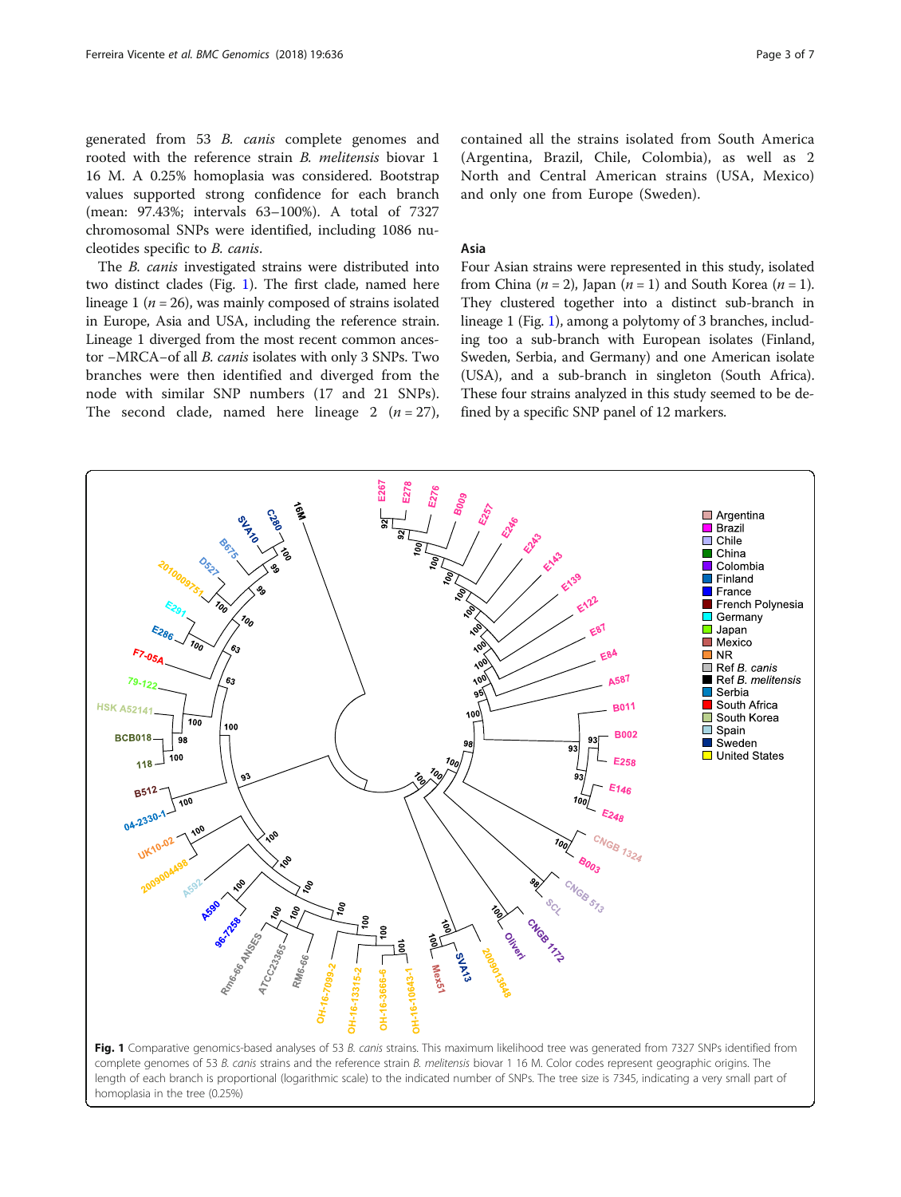generated from 53 *B. canis* complete genomes and rooted with the reference strain *B. melitensis* biovar 1 16 M. A 0.25% homoplasia was considered. Bootstrap values supported strong confidence for each branch (mean: 97.43%; intervals 63–100%). A total of 7327 chromosomal SNPs were identified, including 1086 nucleotides specific to *B. canis*.

The *B. canis* investigated strains were distributed into two distinct clades (Fig. 1). The first clade, named here lineage 1 ($n = 26$), was mainly composed of strains isolated in Europe, Asia and USA, including the reference strain. Lineage 1 diverged from the most recent common ancestor –MRCA–of all *B. canis* isolates with only 3 SNPs. Two branches were then identified and diverged from the node with similar SNP numbers (17 and 21 SNPs). The second clade, named here lineage 2 ($n = 27$), contained all the strains isolated from South America (Argentina, Brazil, Chile, Colombia), as well as 2 North and Central American strains (USA, Mexico) and only one from Europe (Sweden).

### Asia

Four Asian strains were represented in this study, isolated from China ($n = 2$), Japan ($n = 1$) and South Korea ($n = 1$). They clustered together into a distinct sub-branch in lineage 1 (Fig. 1), among a polytomy of 3 branches, including too a sub-branch with European isolates (Finland, Sweden, Serbia, and Germany) and one American isolate (USA), and a sub-branch in singleton (South Africa). These four strains analyzed in this study seemed to be defined by a specific SNP panel of 12 markers.

**Fig. 1** Comparative genomics-based analyses of 53 *B. canis* strains. This maximum likelihood tree was generated from 7327 SNPs identified from complete genomes of 53 *B. canis* strains and the reference strain *B. melitensis* biovar 1 16 M. Color codes represent geographic origins. The length of each branch is proportional (logarithmic scale) to the indicated number of SNPs. The tree size is 7345, indicating a very small part of homoplasia in the tree (0.25%)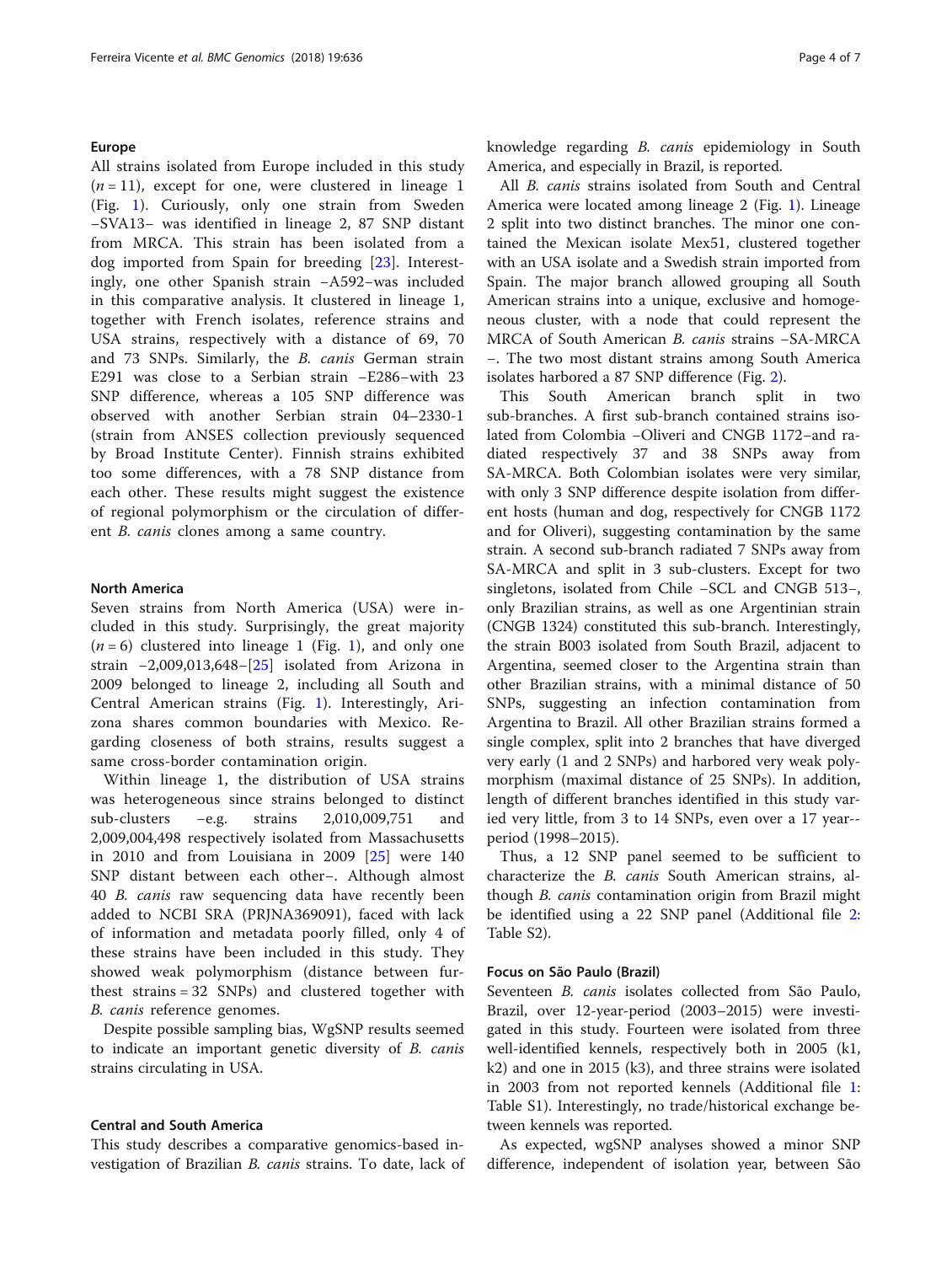### Europe

All strains isolated from Europe included in this study ($n = 11$), except for one, were clustered in lineage 1 (Fig. 1). Curiously, only one strain from Sweden –SVA13– was identified in lineage 2, 87 SNP distant from MRCA. This strain has been isolated from a dog imported from Spain for breeding [23]. Interestingly, one other Spanish strain –A592–was included in this comparative analysis. It clustered in lineage 1, together with French isolates, reference strains and USA strains, respectively with a distance of 69, 70 and 73 SNPs. Similarly, the *B. canis* German strain E291 was close to a Serbian strain –E286–with 23 SNP difference, whereas a 105 SNP difference was observed with another Serbian strain 04–2330-1 (strain from ANSES collection previously sequenced by Broad Institute Center). Finnish strains exhibited too some differences, with a 78 SNP distance from each other. These results might suggest the existence of regional polymorphism or the circulation of different *B. canis* clones among a same country.

### North America

Seven strains from North America (USA) were included in this study. Surprisingly, the great majority ($n = 6$) clustered into lineage 1 (Fig. 1), and only one strain –2,009,013,648–[25] isolated from Arizona in 2009 belonged to lineage 2, including all South and Central American strains (Fig. 1). Interestingly, Arizona shares common boundaries with Mexico. Regarding closeness of both strains, results suggest a same cross-border contamination origin.

Within lineage 1, the distribution of USA strains was heterogeneous since strains belonged to distinct sub-clusters –e.g. strains 2,010,009,751 and 2,009,004,498 respectively isolated from Massachusetts in 2010 and from Louisiana in 2009 [25] were 140 SNP distant between each other–. Although almost 40 *B. canis* raw sequencing data have recently been added to NCBI SRA (PRJNA369091), faced with lack of information and metadata poorly filled, only 4 of these strains have been included in this study. They showed weak polymorphism (distance between furthest strains = 32 SNPs) and clustered together with *B. canis* reference genomes.

Despite possible sampling bias, WgSNP results seemed to indicate an important genetic diversity of *B. canis* strains circulating in USA.

### Central and South America

This study describes a comparative genomics-based investigation of Brazilian *B. canis* strains. To date, lack of knowledge regarding *B. canis* epidemiology in South America, and especially in Brazil, is reported.

All *B. canis* strains isolated from South and Central America were located among lineage 2 (Fig. 1). Lineage 2 split into two distinct branches. The minor one contained the Mexican isolate Mex51, clustered together with an USA isolate and a Swedish strain imported from Spain. The major branch allowed grouping all South American strains into a unique, exclusive and homogeneous cluster, with a node that could represent the MRCA of South American *B. canis* strains –SA-MRCA–. The two most distant strains among South America isolates harbored a 87 SNP difference (Fig. 2).

This South American branch split in two sub-branches. A first sub-branch contained strains isolated from Colombia –Oliveri and CNGB 1172–and radiated respectively 37 and 38 SNPs away from SA-MRCA. Both Colombian isolates were very similar, with only 3 SNP difference despite isolation from different hosts (human and dog, respectively for CNGB 1172 and for Oliveri), suggesting contamination by the same strain. A second sub-branch radiated 7 SNPs away from SA-MRCA and split in 3 sub-clusters. Except for two singletons, isolated from Chile –SCL and CNGB 513–, only Brazilian strains, as well as one Argentinian strain (CNGB 1324) constituted this sub-branch. Interestingly, the strain B003 isolated from South Brazil, adjacent to Argentina, seemed closer to the Argentina strain than other Brazilian strains, with a minimal distance of 50 SNPs, suggesting an infection contamination from Argentina to Brazil. All other Brazilian strains formed a single complex, split into 2 branches that have diverged very early (1 and 2 SNPs) and harbored very weak polymorphism (maximal distance of 25 SNPs). In addition, length of different branches identified in this study varied very little, from 3 to 14 SNPs, even over a 17 year--period (1998–2015).

Thus, a 12 SNP panel seemed to be sufficient to characterize the *B. canis* South American strains, although *B. canis* contamination origin from Brazil might be identified using a 22 SNP panel (Additional file 2: Table S2).

### Focus on São Paulo (Brazil)

Seventeen *B. canis* isolates collected from São Paulo, Brazil, over 12-year-period (2003–2015) were investigated in this study. Fourteen were isolated from three well-identified kennels, respectively both in 2005 (k1, k2) and one in 2015 (k3), and three strains were isolated in 2003 from not reported kennels (Additional file 1: Table S1). Interestingly, no trade/historical exchange between kennels was reported.

As expected, wgSNP analyses showed a minor SNP difference, independent of isolation year, between São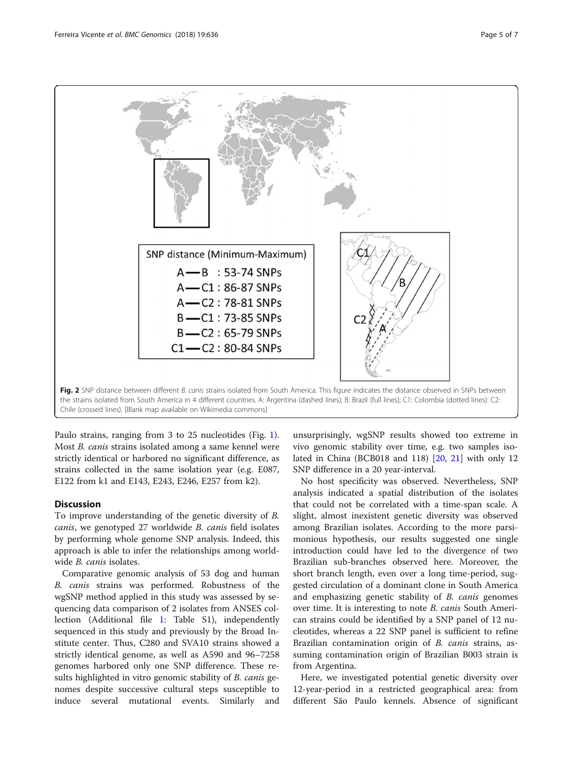SNP distance (Minimum-Maximum)

A—B : 53-74 SNPs
A—C1 : 86-87 SNPs
A—C2 : 78-81 SNPs
B—C1 : 73-85 SNPs
B—C2 : 65-79 SNPs
C1—C2 : 80-84 SNPs

**Fig. 2** SNP distance between different *B. canis* strains isolated from South America. This figure indicates the distance observed in SNPs between the strains isolated from South America in 4 different countries. A: Argentina (dashed lines); B: Brazil (full lines); C1: Colombia (dotted lines): C2: Chile (crossed lines). [Blank map available on Wikimedia commons]

Paulo strains, ranging from 3 to 25 nucleotides (Fig. 1). Most *B. canis* strains isolated among a same kennel were strictly identical or harbored no significant difference, as strains collected in the same isolation year (e.g. E087, E122 from k1 and E143, E243, E246, E257 from k2).

## Discussion

To improve understanding of the genetic diversity of *B. canis*, we genotyped 27 worldwide *B. canis* field isolates by performing whole genome SNP analysis. Indeed, this approach is able to infer the relationships among worldwide *B. canis* isolates.

Comparative genomic analysis of 53 dog and human *B. canis* strains was performed. Robustness of the wgSNP method applied in this study was assessed by sequencing data comparison of 2 isolates from ANSES collection (Additional file 1: Table S1), independently sequenced in this study and previously by the Broad Institute center. Thus, C280 and SVA10 strains showed a strictly identical genome, as well as A590 and 96–7258 genomes harbored only one SNP difference. These results highlighted in vitro genomic stability of *B. canis* genomes despite successive cultural steps susceptible to induce several mutational events. Similarly and unsurprisingly, wgSNP results showed too extreme in vivo genomic stability over time, e.g. two samples isolated in China (BCB018 and 118) [20, 21] with only 12 SNP difference in a 20 year-interval.

No host specificity was observed. Nevertheless, SNP analysis indicated a spatial distribution of the isolates that could not be correlated with a time-span scale. A slight, almost inexistent genetic diversity was observed among Brazilian isolates. According to the more parsimonious hypothesis, our results suggested one single introduction could have led to the divergence of two Brazilian sub-branches observed here. Moreover, the short branch length, even over a long time-period, suggested circulation of a dominant clone in South America and emphasizing genetic stability of *B. canis* genomes over time. It is interesting to note *B. canis* South American strains could be identified by a SNP panel of 12 nucleotides, whereas a 22 SNP panel is sufficient to refine Brazilian contamination origin of *B. canis* strains, assuming contamination origin of Brazilian B003 strain is from Argentina.

Here, we investigated potential genetic diversity over 12-year-period in a restricted geographical area: from different São Paulo kennels. Absence of significant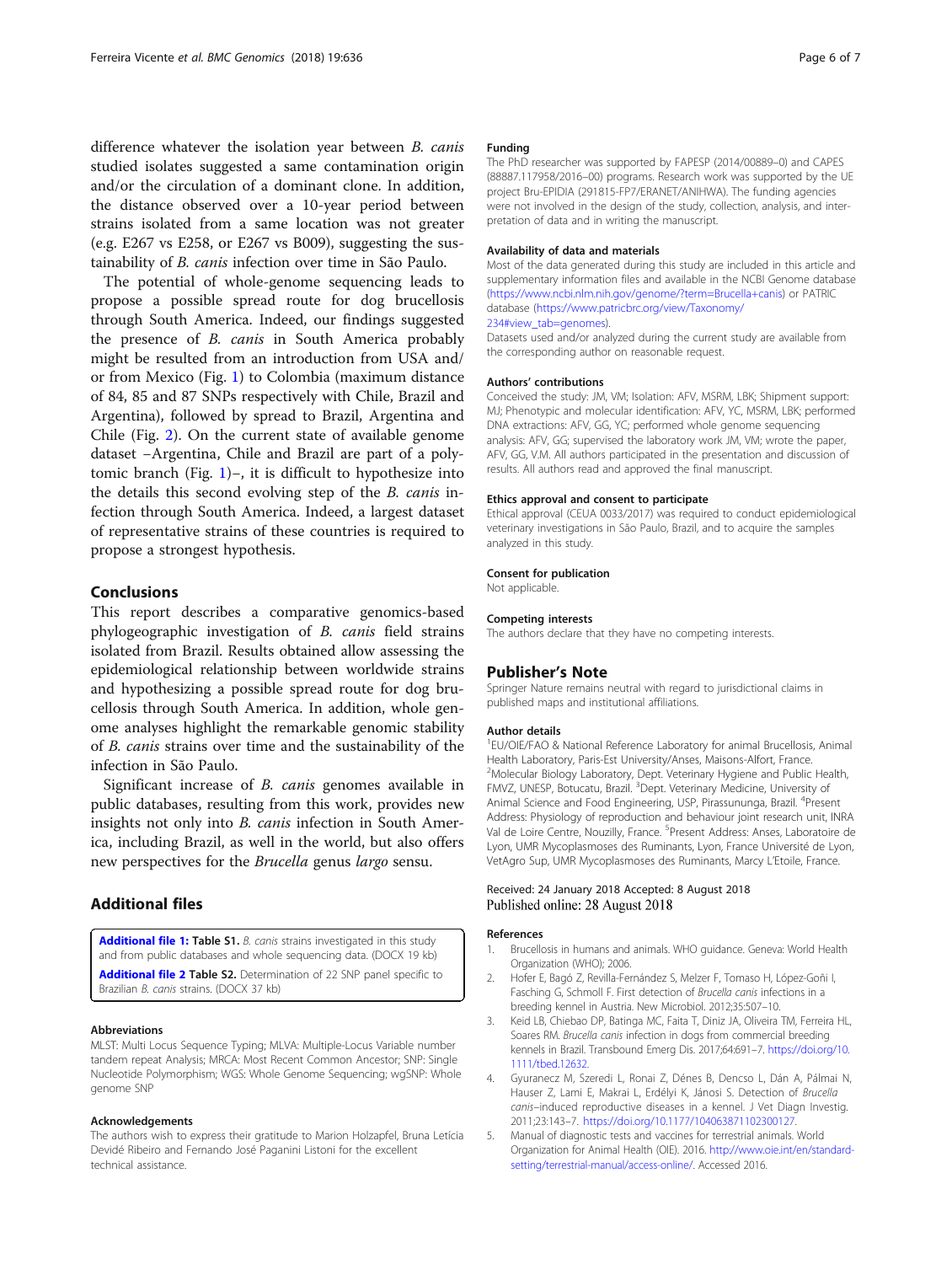difference whatever the isolation year between *B. canis* studied isolates suggested a same contamination origin and/or the circulation of a dominant clone. In addition, the distance observed over a 10-year period between strains isolated from a same location was not greater (e.g. E267 vs E258, or E267 vs B009), suggesting the sustainability of *B. canis* infection over time in São Paulo.

The potential of whole-genome sequencing leads to propose a possible spread route for dog brucellosis through South America. Indeed, our findings suggested the presence of *B. canis* in South America probably might be resulted from an introduction from USA and/or from Mexico (Fig. 1) to Colombia (maximum distance of 84, 85 and 87 SNPs respectively with Chile, Brazil and Argentina), followed by spread to Brazil, Argentina and Chile (Fig. 2). On the current state of available genome dataset –Argentina, Chile and Brazil are part of a polytomic branch (Fig. 1)–, it is difficult to hypothesize into the details this second evolving step of the *B. canis* infection through South America. Indeed, a largest dataset of representative strains of these countries is required to propose a strongest hypothesis.

## Conclusions

This report describes a comparative genomics-based phylogeographic investigation of *B. canis* field strains isolated from Brazil. Results obtained allow assessing the epidemiological relationship between worldwide strains and hypothesizing a possible spread route for dog brucellosis through South America. In addition, whole genome analyses highlight the remarkable genomic stability of *B. canis* strains over time and the sustainability of the infection in São Paulo.

Significant increase of *B. canis* genomes available in public databases, resulting from this work, provides new insights not only into *B. canis* infection in South America, including Brazil, as well in the world, but also offers new perspectives for the *Brucella* genus *largo* sensu.

## Additional files

**Additional file 1: Table S1.** *B. canis* strains investigated in this study and from public databases and whole sequencing data. (DOCX 19 kb)

**Additional file 2 Table S2.** Determination of 22 SNP panel specific to Brazilian *B. canis* strains. (DOCX 37 kb)

#### Abbreviations

MLST: Multi Locus Sequence Typing; MLVA: Multiple-Locus Variable number tandem repeat Analysis; MRCA: Most Recent Common Ancestor; SNP: Single Nucleotide Polymorphism; WGS: Whole Genome Sequencing; wgSNP: Whole genome SNP

#### Acknowledgements

The authors wish to express their gratitude to Marion Holzapfel, Bruna Letícia Devidé Ribeiro and Fernando José Paganini Listoni for the excellent technical assistance.

#### Funding

The PhD researcher was supported by FAPESP (2014/00889–0) and CAPES (88887.117958/2016–00) programs. Research work was supported by the UE project Bru-EPIDIA (291815-FP7/ERANET/ANIHWA). The funding agencies were not involved in the design of the study, collection, analysis, and interpretation of data and in writing the manuscript.

#### Availability of data and materials

Most of the data generated during this study are included in this article and supplementary information files and available in the NCBI Genome database (https://www.ncbi.nlm.nih.gov/genome/?term=Brucella+canis) or PATRIC database (https://www.patricbrc.org/view/Taxonomy/234#view_tab=genomes).

Datasets used and/or analyzed during the current study are available from the corresponding author on reasonable request.

#### Authors' contributions

Conceived the study: JM, VM; Isolation: AFV, MSRM, LBK; Shipment support: MJ; Phenotypic and molecular identification: AFV, YC, MSRM, LBK; performed DNA extractions: AFV, GG, YC; performed whole genome sequencing analysis: AFV, GG; supervised the laboratory work JM, VM; wrote the paper, AFV, GG, V.M. All authors participated in the presentation and discussion of results. All authors read and approved the final manuscript.

#### Ethics approval and consent to participate

Ethical approval (CEUA 0033/2017) was required to conduct epidemiological veterinary investigations in São Paulo, Brazil, and to acquire the samples analyzed in this study.

#### Consent for publication

Not applicable.

#### Competing interests

The authors declare that they have no competing interests.

## Publisher's Note

Springer Nature remains neutral with regard to jurisdictional claims in published maps and institutional affiliations.

#### Author details

[1]EU/OIE/FAO & National Reference Laboratory for animal Brucellosis, Animal Health Laboratory, Paris-Est University/Anses, Maisons-Alfort, France. [2]Molecular Biology Laboratory, Dept. Veterinary Hygiene and Public Health, FMVZ, UNESP, Botucatu, Brazil. [3]Dept. Veterinary Medicine, University of Animal Science and Food Engineering, USP, Pirassununga, Brazil. [4]Present Address: Physiology of reproduction and behaviour joint research unit, INRA Val de Loire Centre, Nouzilly, France. [5]Present Address: Anses, Laboratoire de Lyon, UMR Mycoplasmoses des Ruminants, Lyon, France Université de Lyon, VetAgro Sup, UMR Mycoplasmoses des Ruminants, Marcy L'Etoile, France.

Received: 24 January 2018 Accepted: 8 August 2018
Published online: 28 August 2018

#### References

1. Brucellosis in humans and animals. WHO guidance. Geneva: World Health Organization (WHO); 2006.
2. Hofer E, Bagó Z, Revilla-Fernández S, Melzer F, Tomaso H, López-Goñi I, Fasching G, Schmoll F. First detection of *Brucella canis* infections in a breeding kennel in Austria. New Microbiol. 2012;35:507–10.
3. Keid LB, Chiebao DP, Batinga MC, Faita T, Diniz JA, Oliveira TM, Ferreira HL, Soares RM. *Brucella canis* infection in dogs from commercial breeding kennels in Brazil. Transbound Emerg Dis. 2017;64:691–7. https://doi.org/10.1111/tbed.12632.
4. Gyuranecz M, Szeredi L, Ronai Z, Dénes B, Dencso L, Dán A, Pálmai N, Hauser Z, Lami E, Makrai L, Erdélyi K, Jánosi S. Detection of *Brucella canis*–induced reproductive diseases in a kennel. J Vet Diagn Investig. 2011;23:143–7. https://doi.org/10.1177/104063871102300127.
5. Manual of diagnostic tests and vaccines for terrestrial animals. World Organization for Animal Health (OIE). 2016. http://www.oie.int/en/standard-setting/terrestrial-manual/access-online/. Accessed 2016.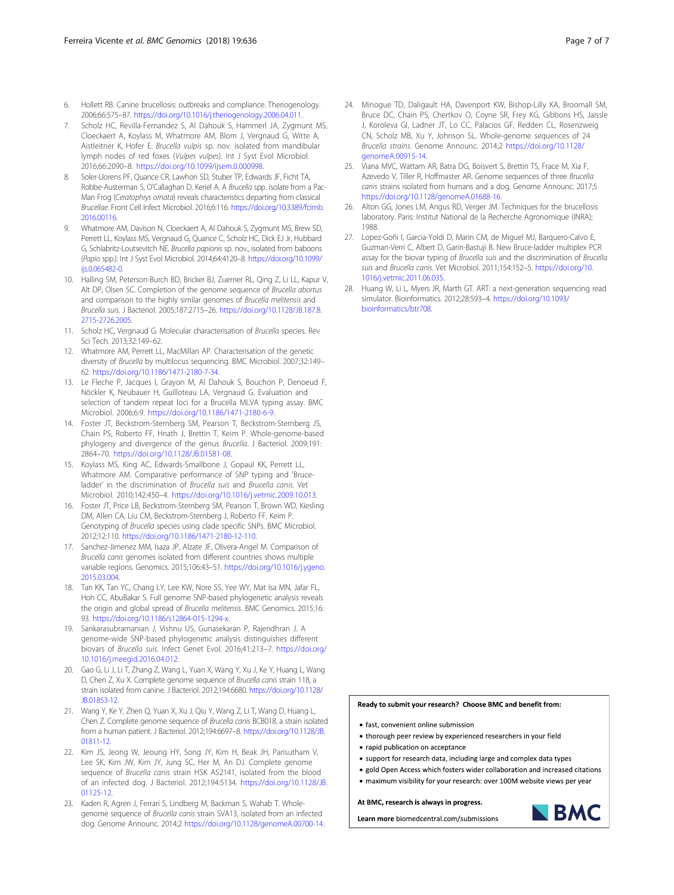6. Hollett RB. Canine brucellosis: outbreaks and compliance. Theriogenology. 2006;66:575–87. https://doi.org/10.1016/j.theriogenology.2006.04.011.
7. Scholz HC, Revilla-Fernandez S, Al Dahouk S, Hammerl JA, Zygmunt MS, Cloeckaert A, Koylass M, Whatmore AM, Blom J, Vergnaud G, Witte A, Aistleitner K, Hofer E. *Brucella vulpis* sp. nov. isolated from mandibular lymph nodes of red foxes (*Vulpes vulpes*). Int J Syst Evol Microbiol. 2016;66:2090–8. https://doi.org/10.1099/ijsem.0.000998.
8. Soler-Llorens PF, Quance CR, Lawhon SD, Stuber TP, Edwards JF, Ficht TA, Robbe-Austerman S, O'Callaghan D, Keriel A. A *Brucella* spp. isolate from a Pac-Man Frog (*Ceratophrys ornata*) reveals characteristics departing from classical *Brucellae*. Front Cell Infect Microbiol. 2016;6:116. https://doi.org/10.3389/fcimb.2016.00116.
9. Whatmore AM, Davison N, Cloeckaert A, Al Dahouk S, Zygmunt MS, Brew SD, Perrett LL, Koylass MS, Vergnaud G, Quance C, Scholz HC, Dick EJ Jr, Hubbard G, Schlabritz-Loutsevitch NE. *Brucella papionis* sp. nov., isolated from baboons (*Papio* spp.). Int J Syst Evol Microbiol. 2014;64:4120–8. https://doi.org/10.1099/ijs.0.065482-0.
10. Halling SM, Peterson-Burch BD, Bricker BJ, Zuerner RL, Qing Z, Li LL, Kapur V, Alt DP, Olsen SC. Completion of the genome sequence of *Brucella abortus* and comparison to the highly similar genomes of *Brucella melitensis* and *Brucella suis*. J Bacteriol. 2005;187:2715–26. https://doi.org/10.1128/JB.187.8.2715-2726.2005.
11. Scholz HC, Vergnaud G. Molecular characterisation of *Brucella* species. Rev Sci Tech. 2013;32:149–62.
12. Whatmore AM, Perrett LL, MacMillan AP. Characterisation of the genetic diversity of *Brucella* by multilocus sequencing. BMC Microbiol. 2007;32:149–62. https://doi.org/10.1186/1471-2180-7-34.
13. Le Fleche P, Jacques I, Grayon M, Al Dahouk S, Bouchon P, Denoeud F, Nöckler K, Neubauer H, Guilloteau LA, Vergnaud G. Evaluation and selection of tandem repeat loci for a Brucella MLVA typing assay. BMC Microbiol. 2006;6:9. https://doi.org/10.1186/1471-2180-6-9.
14. Foster JT, Beckstrom-Sternberg SM, Pearson T, Beckstrom-Sternberg JS, Chain PS, Roberto FF, Hnath J, Brettin T, Keim P. Whole-genome-based phylogeny and divergence of the genus *Brucella*. J Bacteriol. 2009;191:2864–70. https://doi.org/10.1128/JB.01581-08.
15. Koylass MS, King AC, Edwards-Smallbone J, Gopaul KK, Perrett LL, Whatmore AM. Comparative performance of SNP typing and 'Bruce-ladder' in the discrimination of *Brucella suis* and *Brucella canis*. Vet Microbiol. 2010;142:450–4. https://doi.org/10.1016/j.vetmic.2009.10.013.
16. Foster JT, Price LB, Beckstrom-Sternberg SM, Pearson T, Brown WD, Kiesling DM, Allen CA, Liu CM, Beckstrom-Sternberg J, Roberto FF, Keim P. Genotyping of *Brucella* species using clade specific SNPs. BMC Microbiol. 2012;12:110. https://doi.org/10.1186/1471-2180-12-110.
17. Sanchez-Jimenez MM, Isaza JP, Alzate JF, Olivera-Angel M. Comparison of *Brucella canis* genomes isolated from different countries shows multiple variable regions. Genomics. 2015;106:43–51. https://doi.org/10.1016/j.ygeno.2015.03.004.
18. Tan KK, Tan YC, Chang LY, Lee KW, Nore SS, Yee WY, Mat Isa MN, Jafar FL, Hoh CC, AbuBakar S. Full genome SNP-based phylogenetic analysis reveals the origin and global spread of *Brucella melitensis*. BMC Genomics. 2015;16:93. https://doi.org/10.1186/s12864-015-1294-x.
19. Sankarasubramanian J, Vishnu US, Gunasekaran P, Rajendhran J. A genome-wide SNP-based phylogenetic analysis distinguishes different biovars of *Brucella suis*. Infect Genet Evol. 2016;41:213–7. https://doi.org/10.1016/j.meegid.2016.04.012.
20. Gao G, Li J, Li T, Zhang Z, Wang L, Yuan X, Wang Y, Xu J, Ke Y, Huang L, Wang D, Chen Z, Xu X. Complete genome sequence of *Brucella canis* strain 118, a strain isolated from canine. J Bacteriol. 2012;194:6680. https://doi.org/10.1128/JB.01853-12.
21. Wang Y, Ke Y, Zhen Q, Yuan X, Xu J, Qiu Y, Wang Z, Li T, Wang D, Huang L, Chen Z. Complete genome sequence of *Brucella canis* BCB018, a strain isolated from a human patient. J Bacteriol. 2012;194:6697–8. https://doi.org/10.1128/JB.01811-12.
22. Kim JS, Jeong W, Jeoung HY, Song JY, Kim H, Beak JH, Parisutham V, Lee SK, Kim JW, Kim JY, Jung SC, Her M, An DJ. Complete genome sequence of *Brucella canis* strain HSK A52141, isolated from the blood of an infected dog. J Bacteriol. 2012;194:5134. https://doi.org/10.1128/JB.01125-12.
23. Kaden R, Agren J, Ferrari S, Lindberg M, Backman S, Wahab T. Whole-genome sequence of *Brucella canis* strain SVA13, isolated from an infected dog. Genome Announc. 2014;2 https://doi.org/10.1128/genomeA.00700-14.
24. Minogue TD, Daligault HA, Davenport KW, Bishop-Lilly KA, Broomall SM, Bruce DC, Chain PS, Chertkov O, Coyne SR, Frey KG, Gibbons HS, Jaissle J, Koroleva GI, Ladner JT, Lo CC, Palacios GF, Redden CL, Rosenzweig CN, Scholz MB, Xu Y, Johnson SL. Whole-genome sequences of 24 *Brucella strains*. Genome Announc. 2014;2 https://doi.org/10.1128/genomeA.00915-14.
25. Viana MVC, Wattam AR, Batra DG, Boisvert S, Brettin TS, Frace M, Xia F, Azevedo V, Tiller R, Hoffmaster AR. Genome sequences of three *Brucella canis* strains isolated from humans and a dog. Genome Announc. 2017;5 https://doi.org/10.1128/genomeA.01688-16.
26. Alton GG, Jones LM, Angus RD, Verger JM. Techniques for the brucellosis laboratory. Paris: Institut National de la Recherche Agronomique (INRA); 1988.
27. Lopez-Goñi I, Garcia-Yoldi D, Marin CM, de Miguel MJ, Barquero-Calvo E, Guzman-Verri C, Albert D, Garin-Bastuji B. New Bruce-ladder multiplex PCR assay for the biovar typing of *Brucella suis* and the discrimination of *Brucella suis* and *Brucella canis*. Vet Microbiol. 2011;154:152–5. https://doi.org/10.1016/j.vetmic.2011.06.035.
28. Huang W, Li L, Myers JR, Marth GT. ART: a next-generation sequencing read simulator. Bioinformatics. 2012;28:593–4. https://doi.org/10.1093/bioinformatics/btr708.

**Ready to submit your research? Choose BMC and benefit from:**

- fast, convenient online submission
- thorough peer review by experienced researchers in your field
- rapid publication on acceptance
- support for research data, including large and complex data types
- gold Open Access which fosters wider collaboration and increased citations
- maximum visibility for your research: over 100M website views per year

**At BMC, research is always in progress.**

**Learn more** biomedcentral.com/submissions

BMC